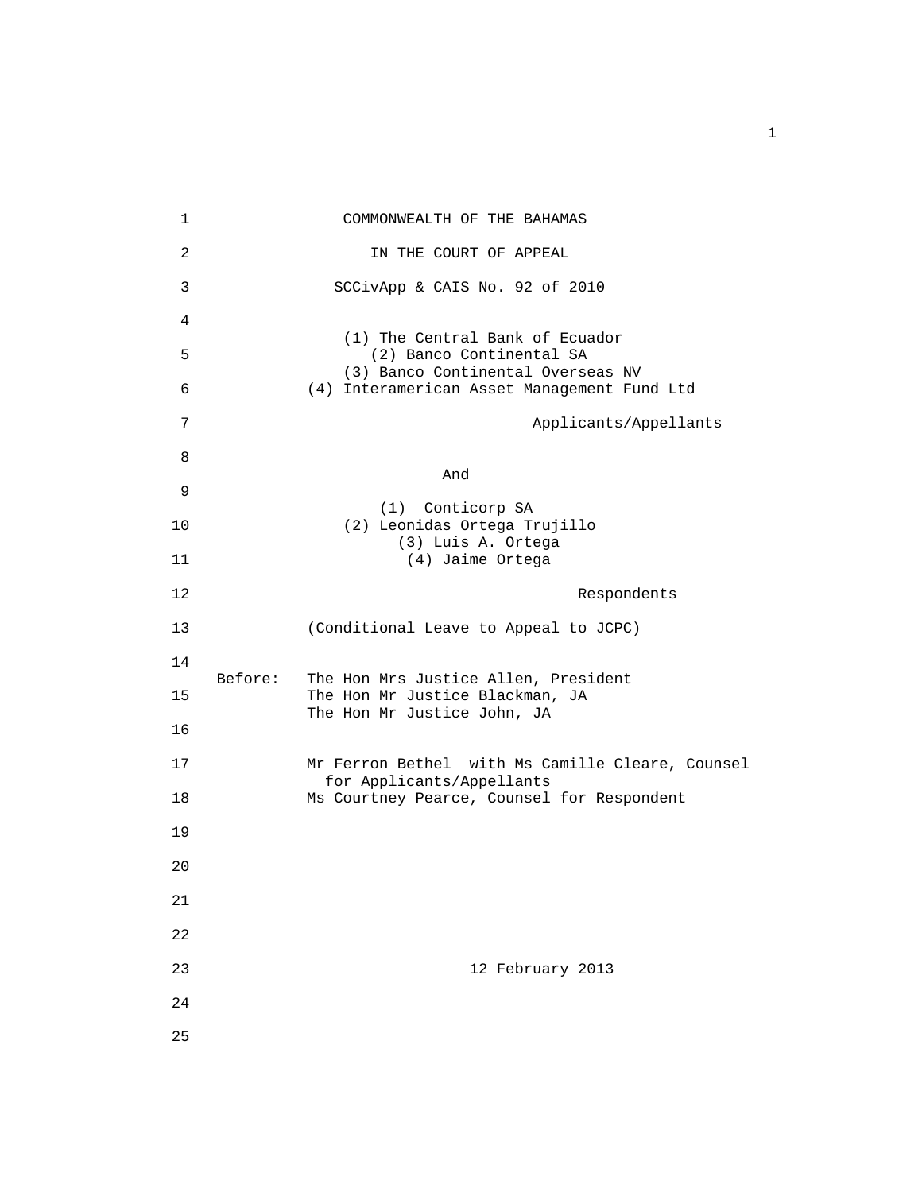COMMONWEALTH OF THE BAHAMAS

IN THE COURT OF APPEAL

SCCivApp & CAIS No. 92 of 2010

(1) The Central Bank of Ecuador
(2) Banco Continental SA
(3) Banco Continental Overseas NV
(4) Interamerican Asset Management Fund Ltd

Applicants/Appellants

And

(1) Conticorp SA
(2) Leonidas Ortega Trujillo
(3) Luis A. Ortega
(4) Jaime Ortega

Respondents

(Conditional Leave to Appeal to JCPC)

Before: The Hon Mrs Justice Allen, President
The Hon Mr Justice Blackman, JA
The Hon Mr Justice John, JA

Mr Ferron Bethel with Ms Camille Cleare, Counsel for Applicants/Appellants
Ms Courtney Pearce, Counsel for Respondent

12 February 2013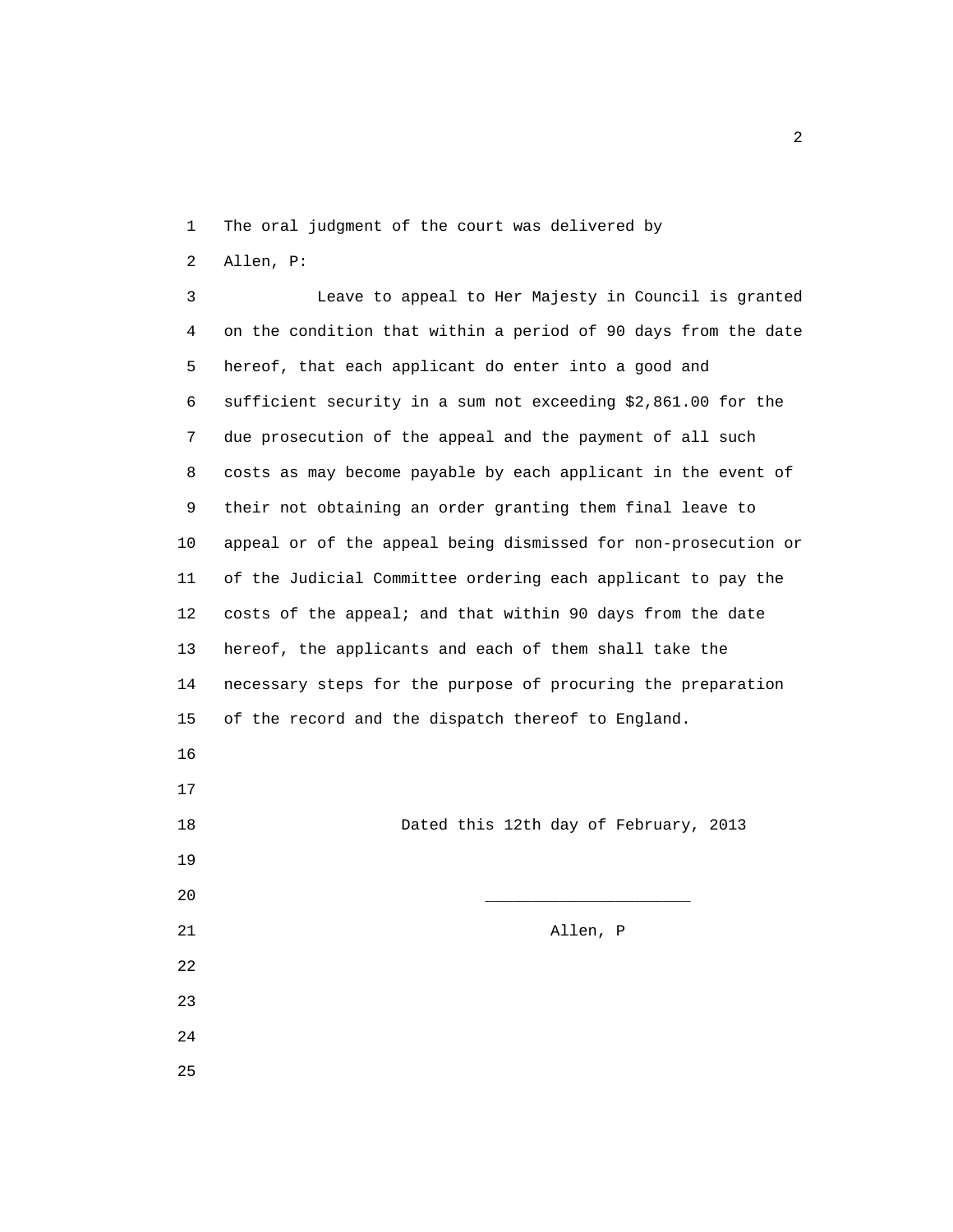The oral judgment of the court was delivered by Allen, P:

Leave to appeal to Her Majesty in Council is granted on the condition that within a period of 90 days from the date hereof, that each applicant do enter into a good and sufficient security in a sum not exceeding $2,861.00 for the due prosecution of the appeal and the payment of all such costs as may become payable by each applicant in the event of their not obtaining an order granting them final leave to appeal or of the appeal being dismissed for non-prosecution or of the Judicial Committee ordering each applicant to pay the costs of the appeal; and that within 90 days from the date hereof, the applicants and each of them shall take the necessary steps for the purpose of procuring the preparation of the record and the dispatch thereof to England.

Dated this 12th day of February, 2013

_____________________

Allen, P